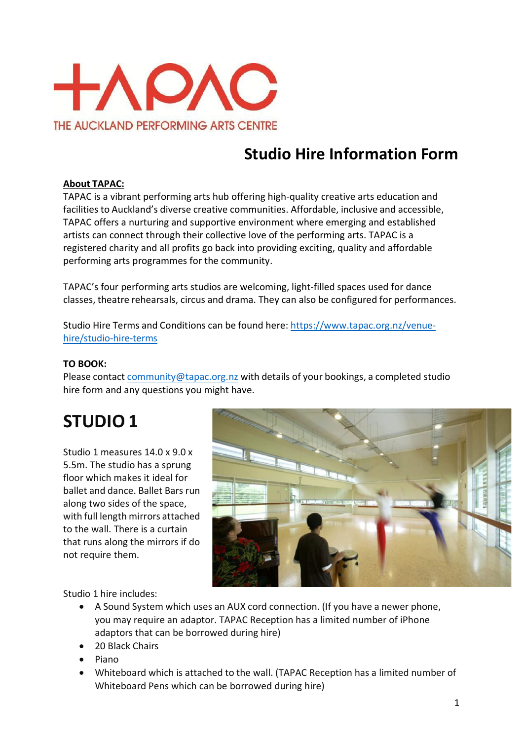# TAPAC

THE AUCKLAND PERFORMING ARTS CENTRE

## Studio Hire Information Form

**About TAPAC:**

TAPAC is a vibrant performing arts hub offering high-quality creative arts education and facilities to Auckland's diverse creative communities. Affordable, inclusive and accessible, TAPAC offers a nurturing and supportive environment where emerging and established artists can connect through their collective love of the performing arts. TAPAC is a registered charity and all profits go back into providing exciting, quality and affordable performing arts programmes for the community.

TAPAC's four performing arts studios are welcoming, light-filled spaces used for dance classes, theatre rehearsals, circus and drama. They can also be configured for performances.

Studio Hire Terms and Conditions can be found here: https://www.tapac.org.nz/venue-hire/studio-hire-terms

**TO BOOK:**

Please contact community@tapac.org.nz with details of your bookings, a completed studio hire form and any questions you might have.

# STUDIO 1

Studio 1 measures 14.0 x 9.0 x 5.5m. The studio has a sprung floor which makes it ideal for ballet and dance. Ballet Bars run along two sides of the space, with full length mirrors attached to the wall. There is a curtain that runs along the mirrors if do not require them.

Studio 1 hire includes:

- A Sound System which uses an AUX cord connection. (If you have a newer phone, you may require an adaptor. TAPAC Reception has a limited number of iPhone adaptors that can be borrowed during hire)
- 20 Black Chairs
- Piano
- Whiteboard which is attached to the wall. (TAPAC Reception has a limited number of Whiteboard Pens which can be borrowed during hire)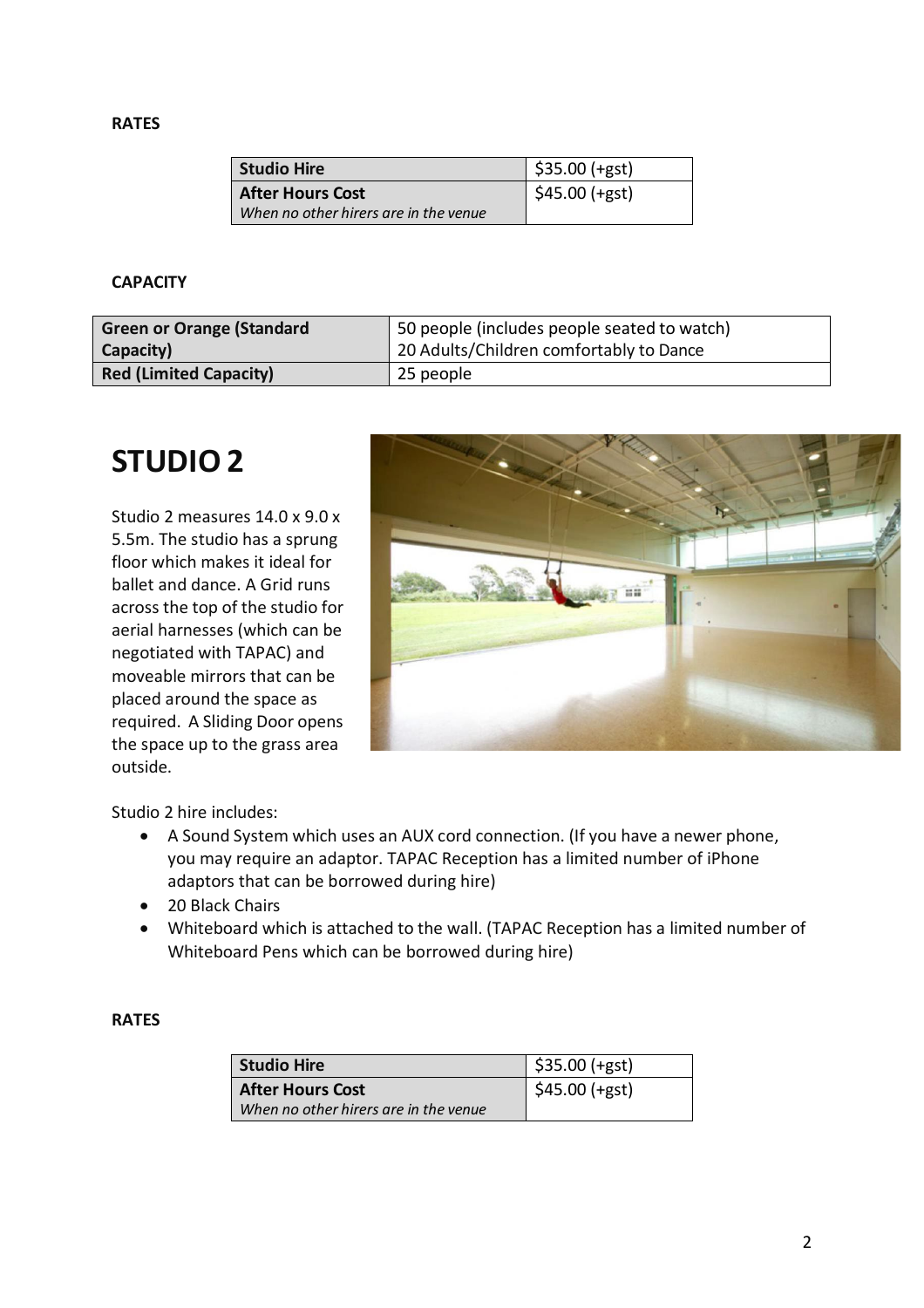**RATES**

| Studio Hire | $35.00 (+gst) |
|---|---|
| **After Hours Cost**<br>*When no other hirers are in the venue* | $45.00 (+gst) |

**CAPACITY**

| Green or Orange (Standard Capacity) | 50 people (includes people seated to watch)<br>20 Adults/Children comfortably to Dance |
|---|---|
| **Red (Limited Capacity)** | 25 people |

# STUDIO 2

Studio 2 measures 14.0 x 9.0 x 5.5m. The studio has a sprung floor which makes it ideal for ballet and dance. A Grid runs across the top of the studio for aerial harnesses (which can be negotiated with TAPAC) and moveable mirrors that can be placed around the space as required. A Sliding Door opens the space up to the grass area outside.

Studio 2 hire includes:

- A Sound System which uses an AUX cord connection. (If you have a newer phone, you may require an adaptor. TAPAC Reception has a limited number of iPhone adaptors that can be borrowed during hire)
- 20 Black Chairs
- Whiteboard which is attached to the wall. (TAPAC Reception has a limited number of Whiteboard Pens which can be borrowed during hire)

**RATES**

| Studio Hire | $35.00 (+gst) |
|---|---|
| **After Hours Cost**<br>*When no other hirers are in the venue* | $45.00 (+gst) |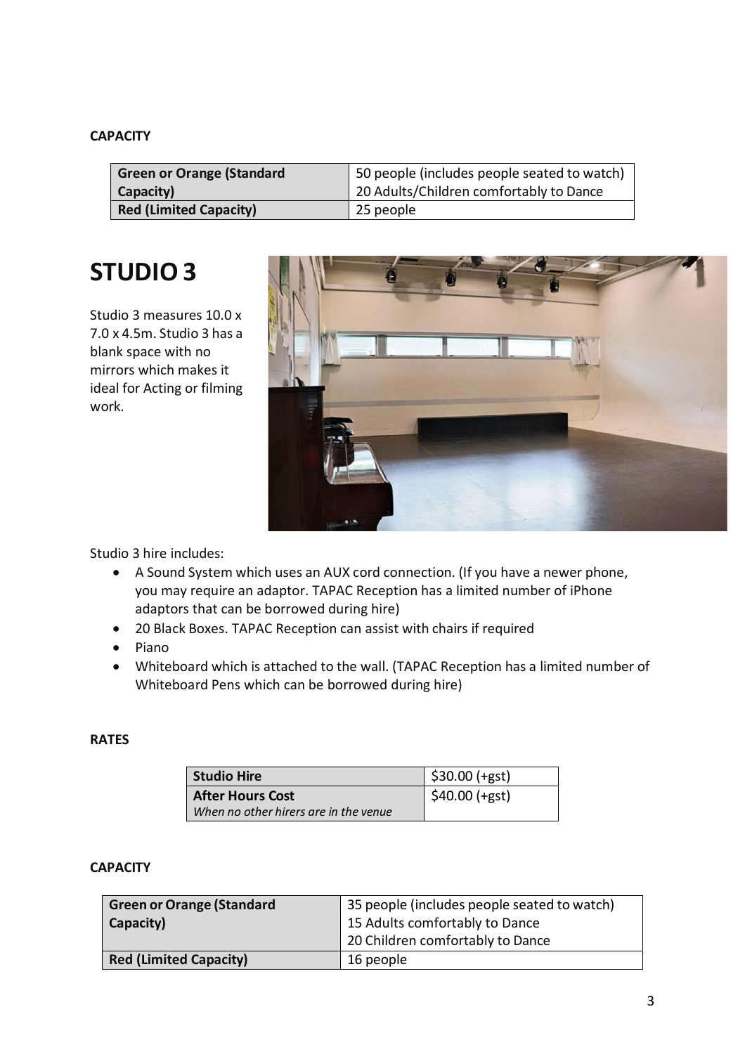**CAPACITY**

| Green or Orange (Standard Capacity) | 50 people (includes people seated to watch)<br>20 Adults/Children comfortably to Dance |
|---|---|
| Red (Limited Capacity) | 25 people |

# STUDIO 3

Studio 3 measures 10.0 x 7.0 x 4.5m. Studio 3 has a blank space with no mirrors which makes it ideal for Acting or filming work.

Studio 3 hire includes:

- A Sound System which uses an AUX cord connection. (If you have a newer phone, you may require an adaptor. TAPAC Reception has a limited number of iPhone adaptors that can be borrowed during hire)
- 20 Black Boxes. TAPAC Reception can assist with chairs if required
- Piano
- Whiteboard which is attached to the wall. (TAPAC Reception has a limited number of Whiteboard Pens which can be borrowed during hire)

**RATES**

| Studio Hire | $30.00 (+gst) |
|---|---|
| After Hours Cost<br>*When no other hirers are in the venue* | $40.00 (+gst) |

**CAPACITY**

| Green or Orange (Standard Capacity) | 35 people (includes people seated to watch)<br>15 Adults comfortably to Dance<br>20 Children comfortably to Dance |
|---|---|
| Red (Limited Capacity) | 16 people |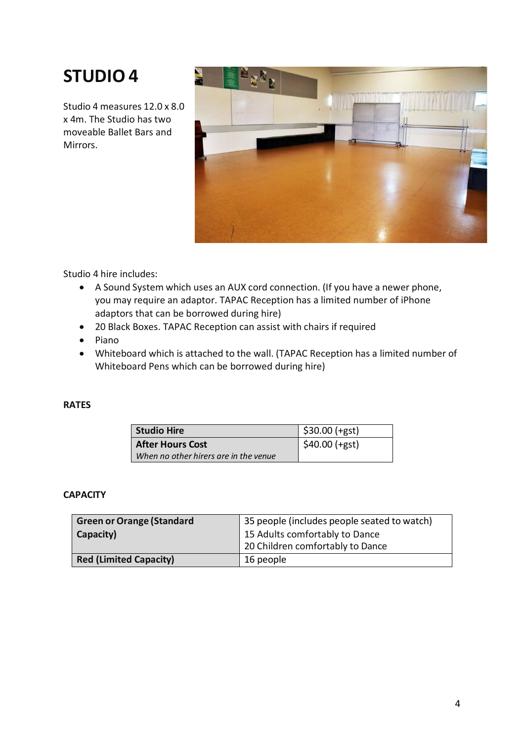# STUDIO 4

Studio 4 measures 12.0 x 8.0 x 4m. The Studio has two moveable Ballet Bars and Mirrors.

Studio 4 hire includes:

- A Sound System which uses an AUX cord connection. (If you have a newer phone, you may require an adaptor. TAPAC Reception has a limited number of iPhone adaptors that can be borrowed during hire)
- 20 Black Boxes. TAPAC Reception can assist with chairs if required
- Piano
- Whiteboard which is attached to the wall. (TAPAC Reception has a limited number of Whiteboard Pens which can be borrowed during hire)

**RATES**

| | |
|---|---|
| **Studio Hire** | $30.00 (+gst) |
| **After Hours Cost**<br>*When no other hirers are in the venue* | $40.00 (+gst) |

**CAPACITY**

| | |
|---|---|
| **Green or Orange (Standard Capacity)** | 35 people (includes people seated to watch)<br>15 Adults comfortably to Dance<br>20 Children comfortably to Dance |
| **Red (Limited Capacity)** | 16 people |